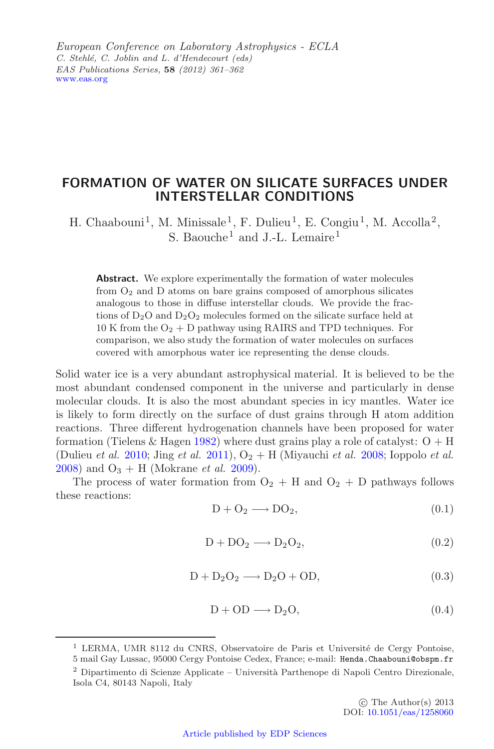# FORMATION OF WATER ON SILICATE SURFACES UNDER INTERSTELLAR CONDITIONS

H. Chaabouni[1], M. Minissale[1], F. Dulieu[1], E. Congiu[1], M. Accolla[2], S. Baouche[1] and J.-L. Lemaire[1]

**Abstract.** We explore experimentally the formation of water molecules from $O_2$ and D atoms on bare grains composed of amorphous silicates analogous to those in diffuse interstellar clouds. We provide the fractions of $D_2O$ and $D_2O_2$ molecules formed on the silicate surface held at 10 K from the $O_2$ + D pathway using RAIRS and TPD techniques. For comparison, we also study the formation of water molecules on surfaces covered with amorphous water ice representing the dense clouds.

Solid water ice is a very abundant astrophysical material. It is believed to be the most abundant condensed component in the universe and particularly in dense molecular clouds. It is also the most abundant species in icy mantles. Water ice is likely to form directly on the surface of dust grains through H atom addition reactions. Three different hydrogenation channels have been proposed for water formation (Tielens & Hagen 1982) where dust grains play a role of catalyst: O + H (Dulieu *et al.* 2010; Jing *et al.* 2011), $O_2$ + H (Miyauchi *et al.* 2008; Ioppolo *et al.* 2008) and $O_3$ + H (Mokrane *et al.* 2009).

The process of water formation from $O_2$ + H and $O_2$ + D pathways follows these reactions:

$$\mathrm{D} + \mathrm{O_2} \longrightarrow \mathrm{DO_2}, \tag{0.1}$$

$$\mathrm{D} + \mathrm{DO_2} \longrightarrow \mathrm{D_2O_2}, \tag{0.2}$$

$$\mathrm{D} + \mathrm{D_2O_2} \longrightarrow \mathrm{D_2O} + \mathrm{OD}, \tag{0.3}$$

$$\mathrm{D} + \mathrm{OD} \longrightarrow \mathrm{D_2O}, \tag{0.4}$$

[1] LERMA, UMR 8112 du CNRS, Observatoire de Paris et Université de Cergy Pontoise, 5 mail Gay Lussac, 95000 Cergy Pontoise Cedex, France; e-mail: Henda.Chaabouni@obspm.fr

[2] Dipartimento di Scienze Applicate – Università Parthenope di Napoli Centro Direzionale, Isola C4, 80143 Napoli, Italy

© The Author(s) 2013
DOI: 10.1051/eas/1258060

Article published by EDP Sciences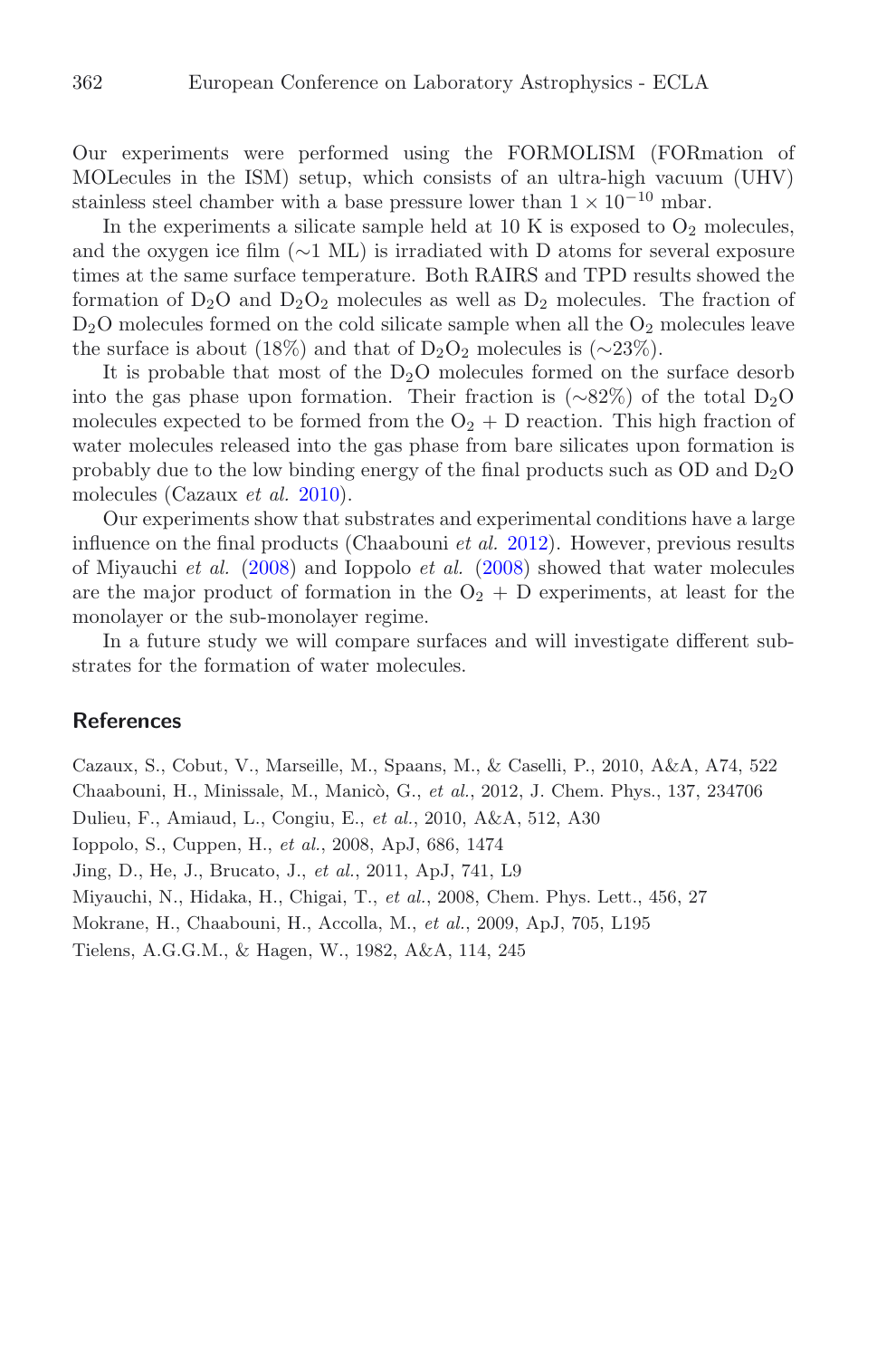Our experiments were performed using the FORMOLISM (FORmation of MOLecules in the ISM) setup, which consists of an ultra-high vacuum (UHV) stainless steel chamber with a base pressure lower than $1 \times 10^{-10}$ mbar.

In the experiments a silicate sample held at 10 K is exposed to $O_2$ molecules, and the oxygen ice film (∼1 ML) is irradiated with D atoms for several exposure times at the same surface temperature. Both RAIRS and TPD results showed the formation of $D_2O$ and $D_2O_2$ molecules as well as $D_2$ molecules. The fraction of $D_2O$ molecules formed on the cold silicate sample when all the $O_2$ molecules leave the surface is about (18%) and that of $D_2O_2$ molecules is (∼23%).

It is probable that most of the $D_2O$ molecules formed on the surface desorb into the gas phase upon formation. Their fraction is (∼82%) of the total $D_2O$ molecules expected to be formed from the $O_2$ + D reaction. This high fraction of water molecules released into the gas phase from bare silicates upon formation is probably due to the low binding energy of the final products such as OD and $D_2O$ molecules (Cazaux *et al.* 2010).

Our experiments show that substrates and experimental conditions have a large influence on the final products (Chaabouni *et al.* 2012). However, previous results of Miyauchi *et al.* (2008) and Ioppolo *et al.* (2008) showed that water molecules are the major product of formation in the $O_2$ + D experiments, at least for the monolayer or the sub-monolayer regime.

In a future study we will compare surfaces and will investigate different substrates for the formation of water molecules.

## References

Cazaux, S., Cobut, V., Marseille, M., Spaans, M., & Caselli, P., 2010, A&A, A74, 522

Chaabouni, H., Minissale, M., Manicò, G., *et al.*, 2012, J. Chem. Phys., 137, 234706

Dulieu, F., Amiaud, L., Congiu, E., *et al.*, 2010, A&A, 512, A30

Ioppolo, S., Cuppen, H., *et al.*, 2008, ApJ, 686, 1474

Jing, D., He, J., Brucato, J., *et al.*, 2011, ApJ, 741, L9

Miyauchi, N., Hidaka, H., Chigai, T., *et al.*, 2008, Chem. Phys. Lett., 456, 27

Mokrane, H., Chaabouni, H., Accolla, M., *et al.*, 2009, ApJ, 705, L195

Tielens, A.G.G.M., & Hagen, W., 1982, A&A, 114, 245